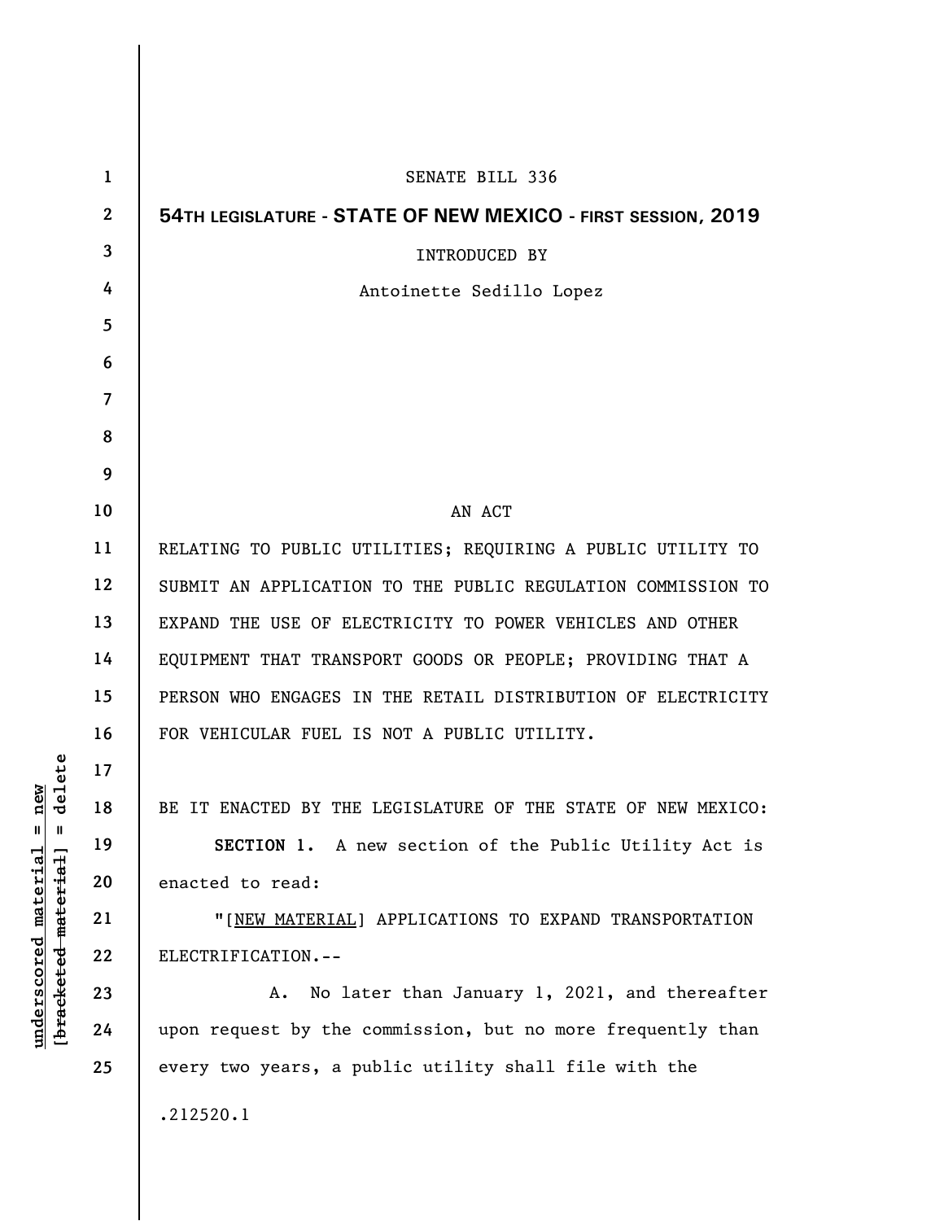SENATE BILL 336

**54TH LEGISLATURE - STATE OF NEW MEXICO - FIRST SESSION, 2019**

INTRODUCED BY

Antoinette Sedillo Lopez

AN ACT

RELATING TO PUBLIC UTILITIES; REQUIRING A PUBLIC UTILITY TO SUBMIT AN APPLICATION TO THE PUBLIC REGULATION COMMISSION TO EXPAND THE USE OF ELECTRICITY TO POWER VEHICLES AND OTHER EQUIPMENT THAT TRANSPORT GOODS OR PEOPLE; PROVIDING THAT A PERSON WHO ENGAGES IN THE RETAIL DISTRIBUTION OF ELECTRICITY FOR VEHICULAR FUEL IS NOT A PUBLIC UTILITY.

BE IT ENACTED BY THE LEGISLATURE OF THE STATE OF NEW MEXICO:

**SECTION 1.** A new section of the Public Utility Act is enacted to read:

"[<u>NEW MATERIAL</u>] APPLICATIONS TO EXPAND TRANSPORTATION ELECTRIFICATION.--

A. No later than January 1, 2021, and thereafter upon request by the commission, but no more frequently than every two years, a public utility shall file with the

.212520.1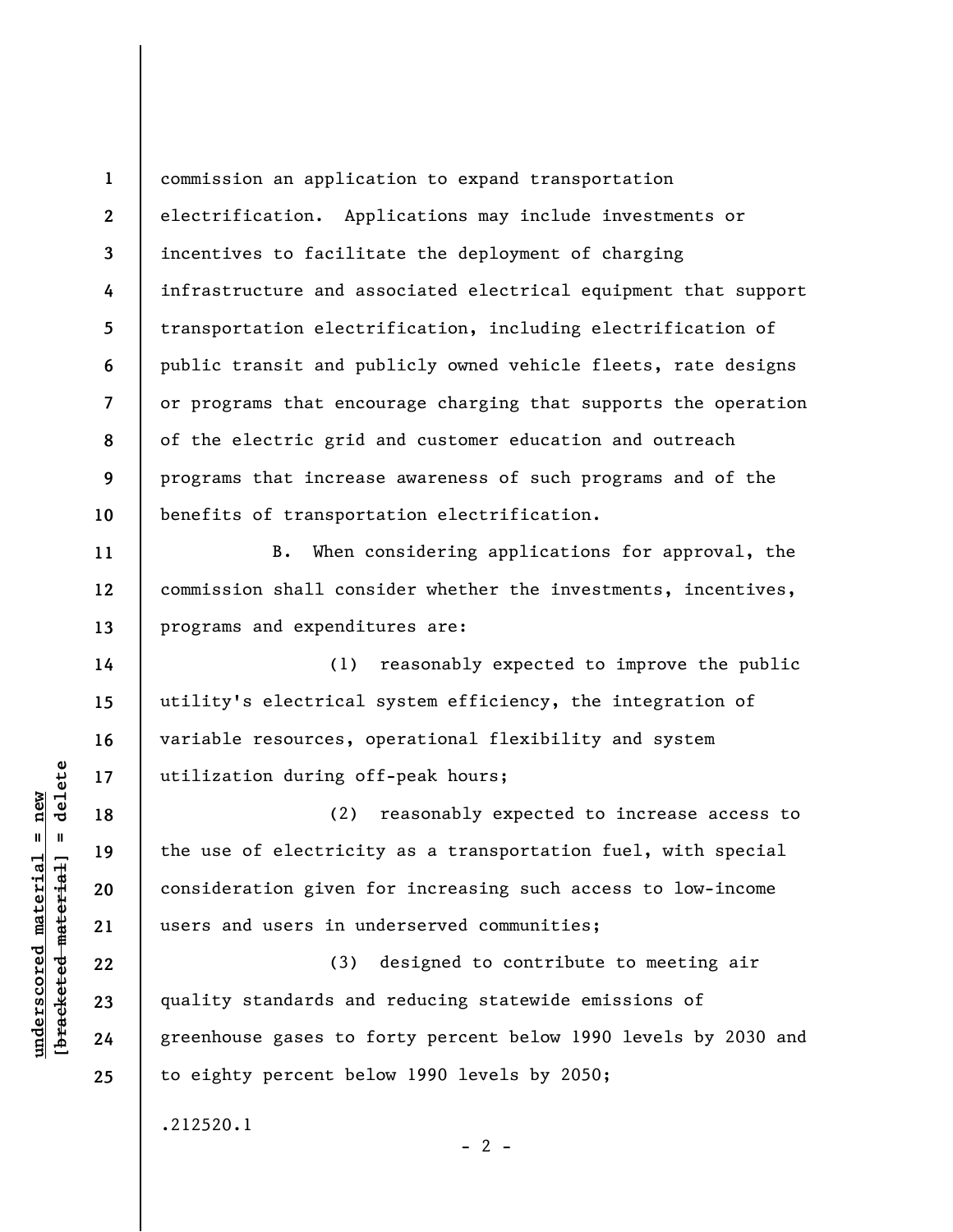commission an application to expand transportation electrification. Applications may include investments or incentives to facilitate the deployment of charging infrastructure and associated electrical equipment that support transportation electrification, including electrification of public transit and publicly owned vehicle fleets, rate designs or programs that encourage charging that supports the operation of the electric grid and customer education and outreach programs that increase awareness of such programs and of the benefits of transportation electrification.

B. When considering applications for approval, the commission shall consider whether the investments, incentives, programs and expenditures are:

(1) reasonably expected to improve the public utility's electrical system efficiency, the integration of variable resources, operational flexibility and system utilization during off-peak hours;

(2) reasonably expected to increase access to the use of electricity as a transportation fuel, with special consideration given for increasing such access to low-income users and users in underserved communities;

(3) designed to contribute to meeting air quality standards and reducing statewide emissions of greenhouse gases to forty percent below 1990 levels by 2030 and to eighty percent below 1990 levels by 2050;

.212520.1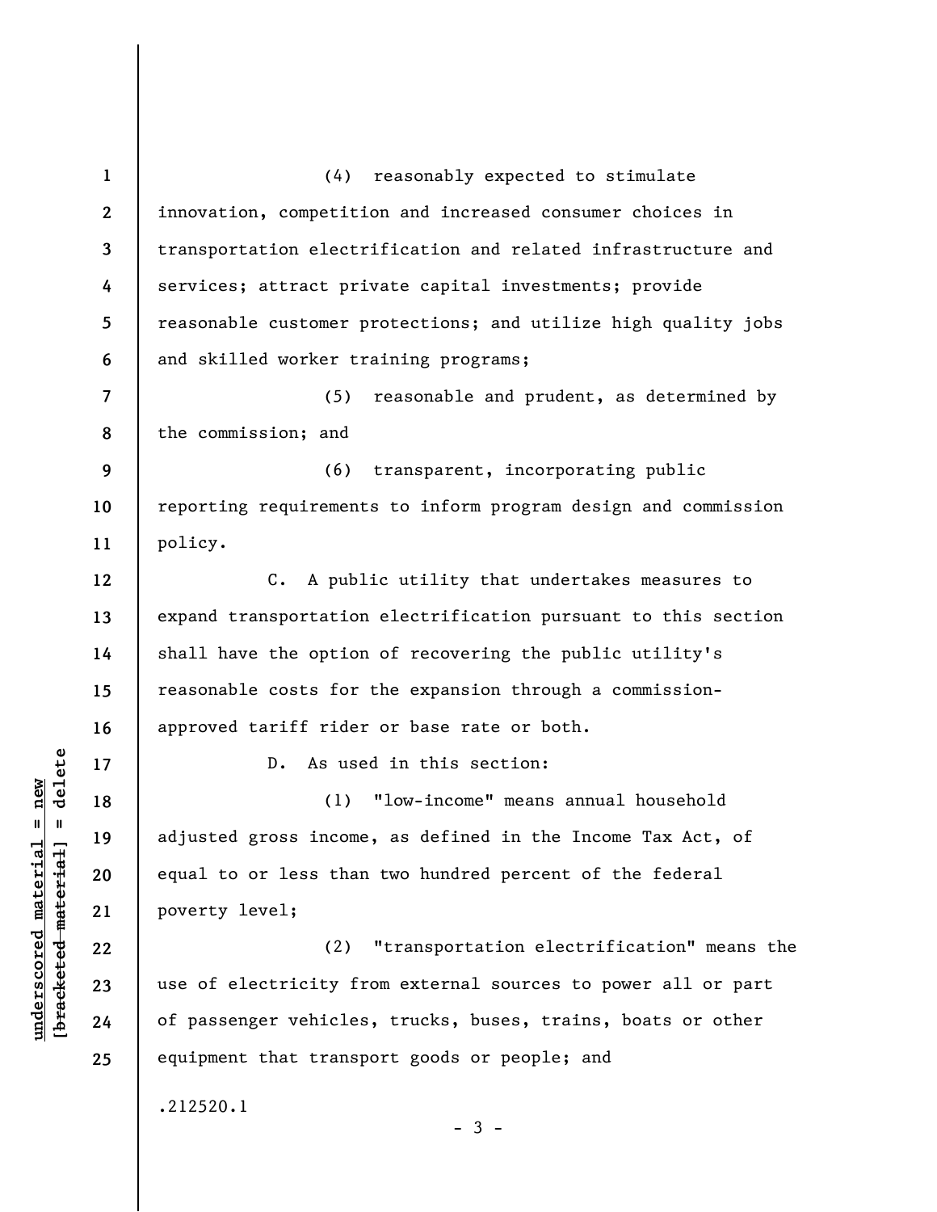(4) reasonably expected to stimulate innovation, competition and increased consumer choices in transportation electrification and related infrastructure and services; attract private capital investments; provide reasonable customer protections; and utilize high quality jobs and skilled worker training programs;

(5) reasonable and prudent, as determined by the commission; and

(6) transparent, incorporating public reporting requirements to inform program design and commission policy.

C. A public utility that undertakes measures to expand transportation electrification pursuant to this section shall have the option of recovering the public utility's reasonable costs for the expansion through a commission-approved tariff rider or base rate or both.

D. As used in this section:

(1) "low-income" means annual household adjusted gross income, as defined in the Income Tax Act, of equal to or less than two hundred percent of the federal poverty level;

(2) "transportation electrification" means the use of electricity from external sources to power all or part of passenger vehicles, trucks, buses, trains, boats or other equipment that transport goods or people; and

.212520.1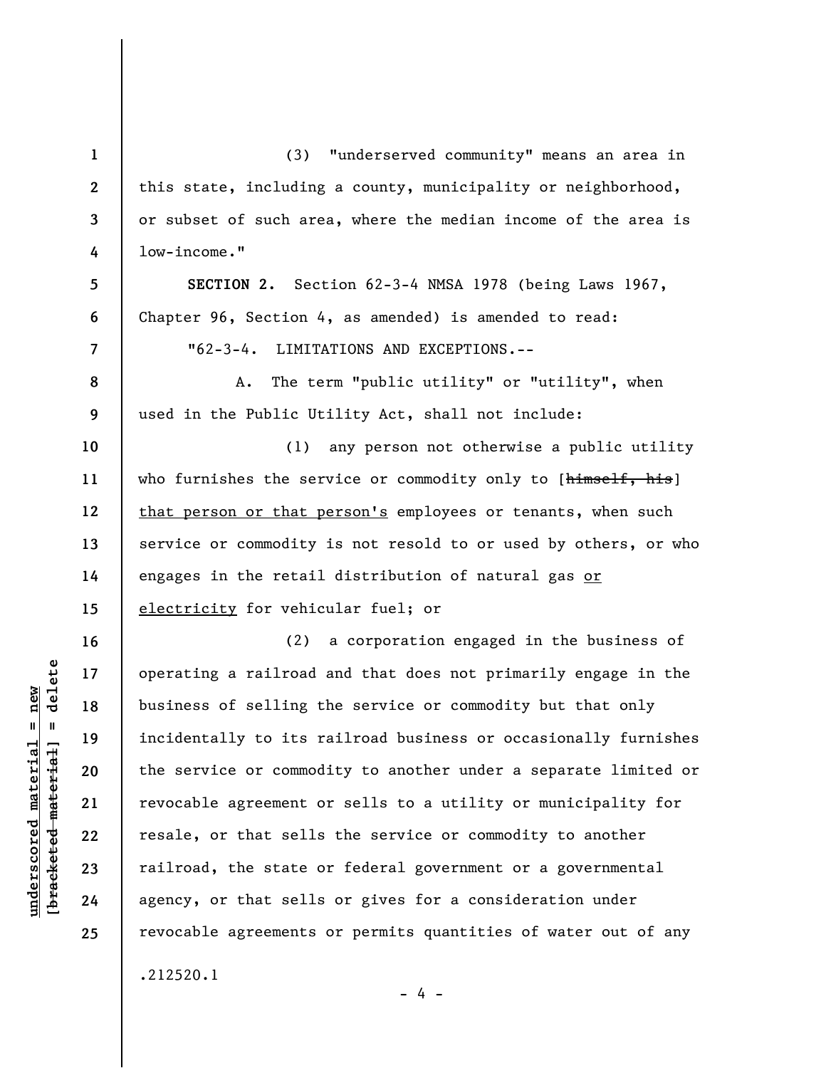(3) "underserved community" means an area in this state, including a county, municipality or neighborhood, or subset of such area, where the median income of the area is low-income."

**SECTION 2.** Section 62-3-4 NMSA 1978 (being Laws 1967, Chapter 96, Section 4, as amended) is amended to read:

"62-3-4. LIMITATIONS AND EXCEPTIONS.--

A. The term "public utility" or "utility", when used in the Public Utility Act, shall not include:

(1) any person not otherwise a public utility who furnishes the service or commodity only to [~~himself, his~~] <u>that person or that person's</u> employees or tenants, when such service or commodity is not resold to or used by others, or who engages in the retail distribution of natural gas <u>or electricity</u> for vehicular fuel; or

(2) a corporation engaged in the business of operating a railroad and that does not primarily engage in the business of selling the service or commodity but that only incidentally to its railroad business or occasionally furnishes the service or commodity to another under a separate limited or revocable agreement or sells to a utility or municipality for resale, or that sells the service or commodity to another railroad, the state or federal government or a governmental agency, or that sells or gives for a consideration under revocable agreements or permits quantities of water out of any

.212520.1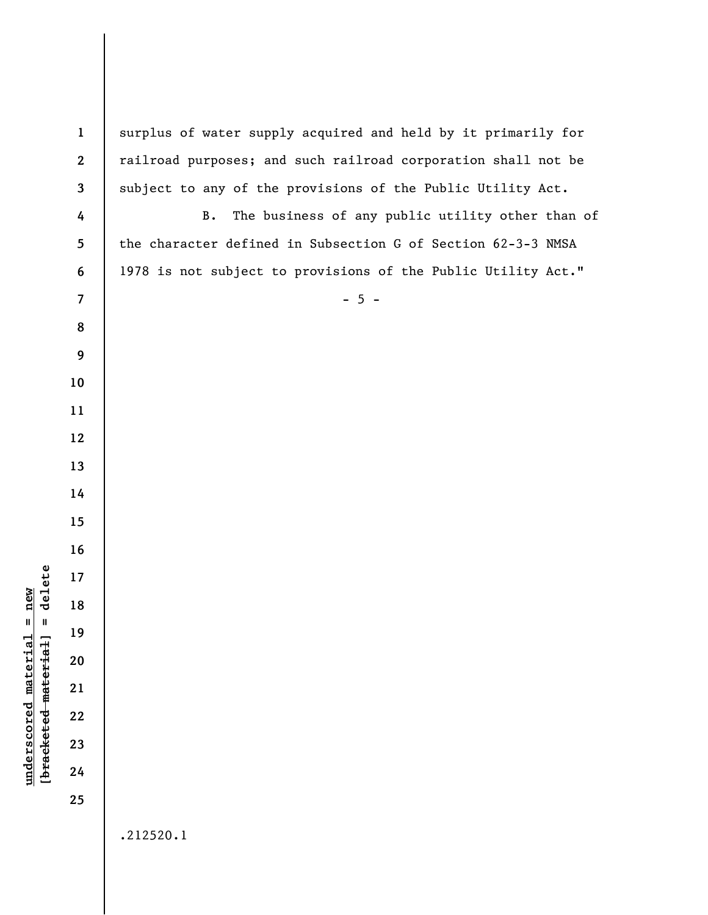surplus of water supply acquired and held by it primarily for railroad purposes; and such railroad corporation shall not be subject to any of the provisions of the Public Utility Act.

B. The business of any public utility other than of the character defined in Subsection G of Section 62-3-3 NMSA 1978 is not subject to provisions of the Public Utility Act."